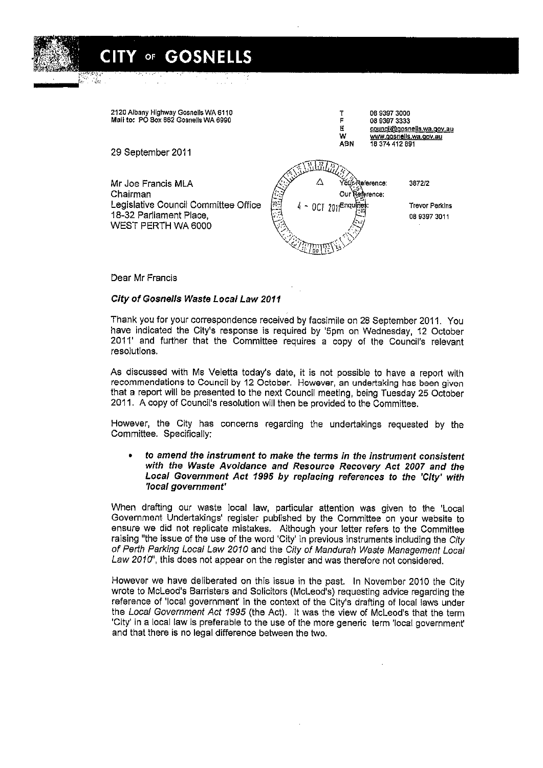# CITY OF GOSNELLS

2120 Albany Highway Gosnells WA 6110
Mail to: PO Box 662 Gosnells WA 6990

T 08 9397 3000
F 08 9397 3333
E council@gosnells.wa.gov.au
W www.gosnells.wa.gov.au
ABN 18 374 412 891

29 September 2011

Mr Joe Francis MLA
Chairman
Legislative Council Committee Office
18-32 Parliament Place,
WEST PERTH WA 6000

4 - OCT 2011

Your Reference: 3872/2
Our Reference:
Enquiries: Trevor Perkins
08 9397 3011

Dear Mr Francis

***City of Gosnells Waste Local Law 2011***

Thank you for your correspondence received by facsimile on 28 September 2011. You have indicated the City's response is required by '5pm on Wednesday, 12 October 2011' and further that the Committee requires a copy of the Council's relevant resolutions.

As discussed with Ms Veletta today's date, it is not possible to have a report with recommendations to Council by 12 October. However, an undertaking has been given that a report will be presented to the next Council meeting, being Tuesday 25 October 2011. A copy of Council's resolution will then be provided to the Committee.

However, the City has concerns regarding the undertakings requested by the Committee. Specifically:

- ***to amend the instrument to make the terms in the instrument consistent with the Waste Avoidance and Resource Recovery Act 2007 and the Local Government Act 1995 by replacing references to the 'City' with 'local government'***

When drafting our waste local law, particular attention was given to the 'Local Government Undertakings' register published by the Committee on your website to ensure we did not replicate mistakes. Although your letter refers to the Committee raising "the issue of the use of the word 'City' in previous instruments including the *City of Perth Parking Local Law 2010* and the *City of Mandurah Waste Management Local Law 2010*", this does not appear on the register and was therefore not considered.

However we have deliberated on this issue in the past. In November 2010 the City wrote to McLeod's Barristers and Solicitors (McLeod's) requesting advice regarding the reference of 'local government' in the context of the City's drafting of local laws under the *Local Government Act 1995* (the Act). It was the view of McLeod's that the term 'City' in a local law is preferable to the use of the more generic term 'local government' and that there is no legal difference between the two.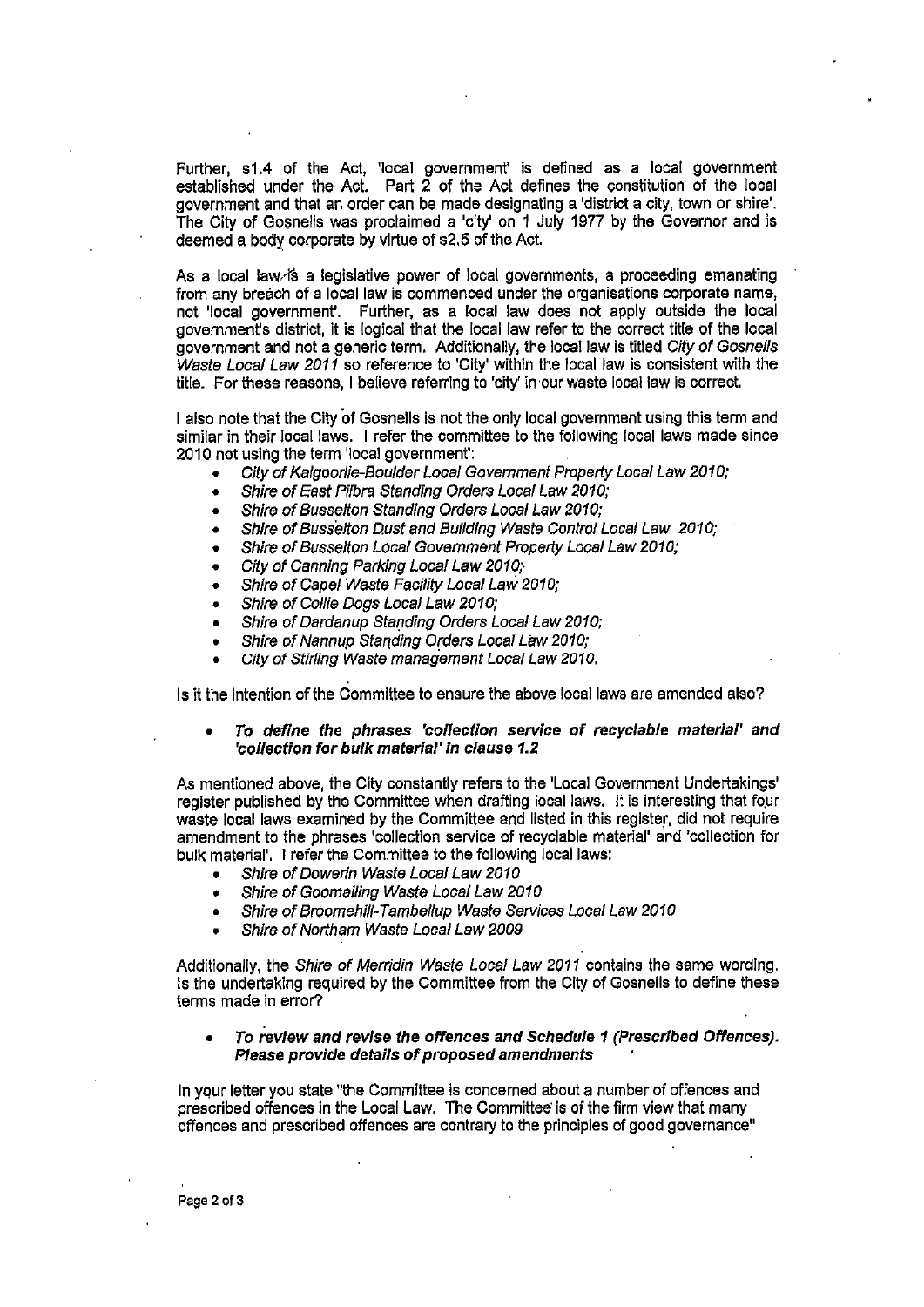Further, s1.4 of the Act, 'local government' is defined as a local government established under the Act. Part 2 of the Act defines the constitution of the local government and that an order can be made designating a 'district a city, town or shire'. The City of Gosnells was proclaimed a 'city' on 1 July 1977 by the Governor and is deemed a body corporate by virtue of s2.5 of the Act.

As a local law is a legislative power of local governments, a proceeding emanating from any breach of a local law is commenced under the organisations corporate name, not 'local government'. Further, as a local law does not apply outside the local government's district, it is logical that the local law refer to the correct title of the local government and not a generic term. Additionally, the local law is titled *City of Gosnells Waste Local Law 2011* so reference to 'City' within the local law is consistent with the title. For these reasons, I believe referring to 'city' in our waste local law is correct.

I also note that the City of Gosnells is not the only local government using this term and similar in their local laws. I refer the committee to the following local laws made since 2010 not using the term 'local government':

- *City of Kalgoorlie-Boulder Local Government Property Local Law 2010;*
- *Shire of East Pilbra Standing Orders Local Law 2010;*
- *Shire of Busselton Standing Orders Local Law 2010;*
- *Shire of Busselton Dust and Building Waste Control Local Law 2010;*
- *Shire of Busselton Local Government Property Local Law 2010;*
- *City of Canning Parking Local Law 2010;*
- *Shire of Capel Waste Facility Local Law 2010;*
- *Shire of Collie Dogs Local Law 2010;*
- *Shire of Dardanup Standing Orders Local Law 2010;*
- *Shire of Nannup Standing Orders Local Law 2010;*
- *City of Stirling Waste management Local Law 2010.*

Is it the intention of the Committee to ensure the above local laws are amended also?

- ***To define the phrases 'collection service of recyclable material' and 'collection for bulk material' in clause 1.2***

As mentioned above, the City constantly refers to the 'Local Government Undertakings' register published by the Committee when drafting local laws. It is interesting that four waste local laws examined by the Committee and listed in this register, did not require amendment to the phrases 'collection service of recyclable material' and 'collection for bulk material'. I refer the Committee to the following local laws:

- *Shire of Dowerin Waste Local Law 2010*
- *Shire of Goomalling Waste Local Law 2010*
- *Shire of Broomehill-Tambellup Waste Services Local Law 2010*
- *Shire of Northam Waste Local Law 2009*

Additionally, the *Shire of Merridin Waste Local Law 2011* contains the same wording. Is the undertaking required by the Committee from the City of Gosnells to define these terms made in error?

- ***To review and revise the offences and Schedule 1 (Prescribed Offences). Please provide details of proposed amendments***

In your letter you state "the Committee is concerned about a number of offences and prescribed offences in the Local Law. The Committee is of the firm view that many offences and prescribed offences are contrary to the principles of good governance"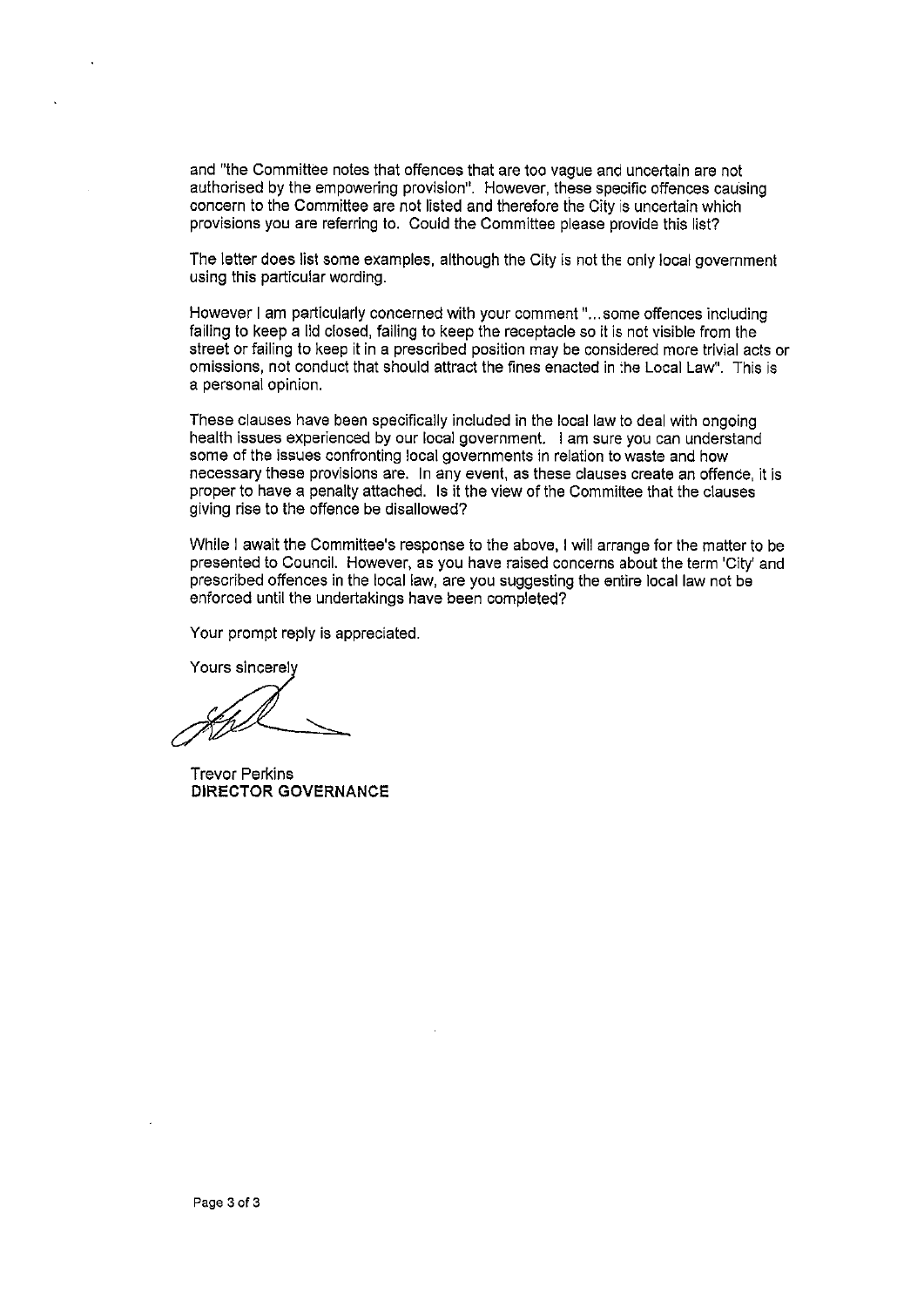and "the Committee notes that offences that are too vague and uncertain are not authorised by the empowering provision". However, these specific offences causing concern to the Committee are not listed and therefore the City is uncertain which provisions you are referring to. Could the Committee please provide this list?

The letter does list some examples, although the City is not the only local government using this particular wording.

However I am particularly concerned with your comment "...some offences including failing to keep a lid closed, failing to keep the receptacle so it is not visible from the street or failing to keep it in a prescribed position may be considered more trivial acts or omissions, not conduct that should attract the fines enacted in the Local Law". This is a personal opinion.

These clauses have been specifically included in the local law to deal with ongoing health issues experienced by our local government. I am sure you can understand some of the issues confronting local governments in relation to waste and how necessary these provisions are. In any event, as these clauses create an offence, it is proper to have a penalty attached. Is it the view of the Committee that the clauses giving rise to the offence be disallowed?

While I await the Committee's response to the above, I will arrange for the matter to be presented to Council. However, as you have raised concerns about the term 'City' and prescribed offences in the local law, are you suggesting the entire local law not be enforced until the undertakings have been completed?

Your prompt reply is appreciated.

Yours sincerely

Trevor Perkins
**DIRECTOR GOVERNANCE**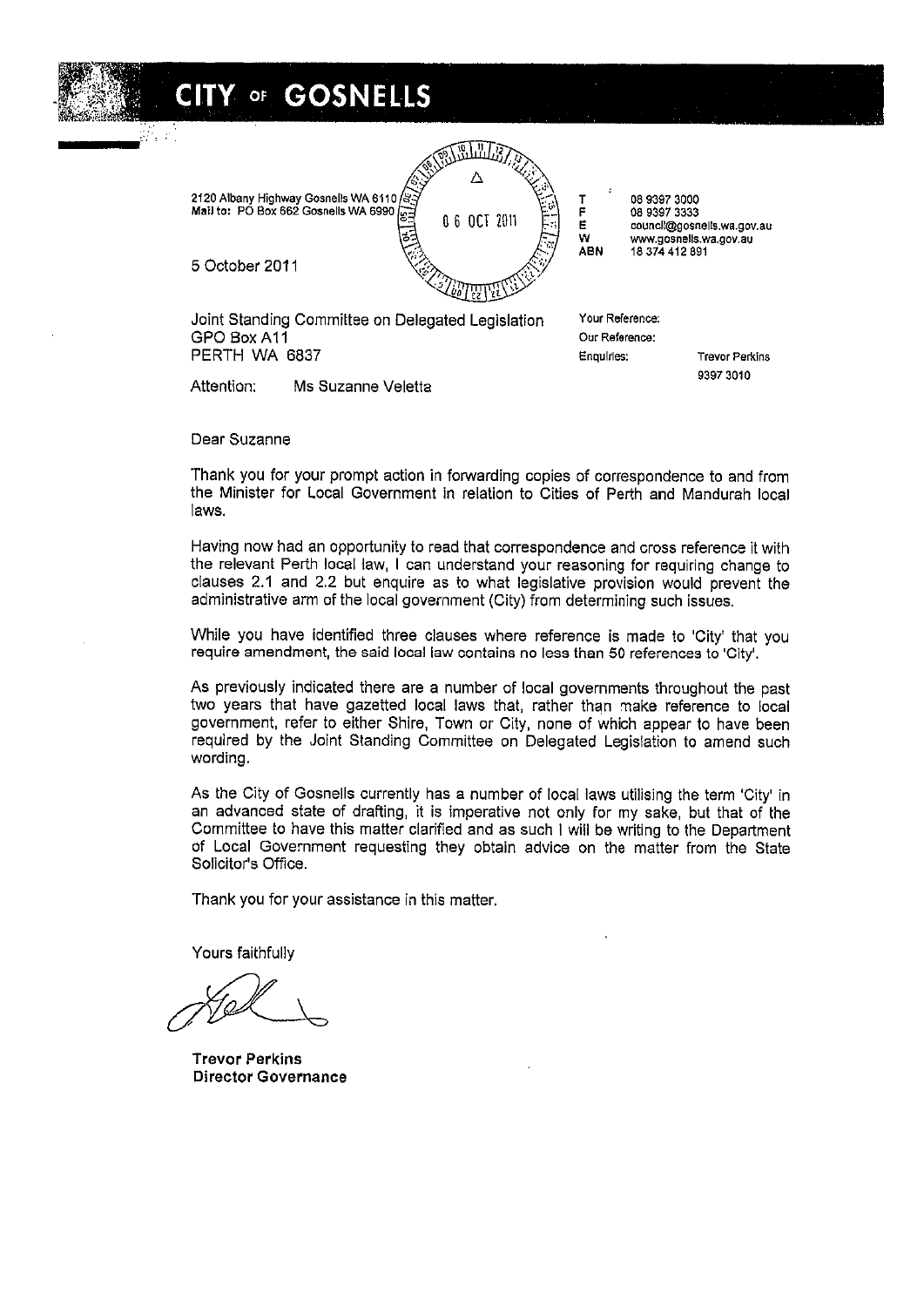# CITY OF GOSNELLS

2120 Albany Highway Gosnells WA 6110
Mail to: PO Box 662 Gosnells WA 6990

06 OCT 2011

T 08 9397 3000
F 08 9397 3333
E council@gosnells.wa.gov.au
W www.gosnells.wa.gov.au
ABN 18 374 412 891

5 October 2011

Joint Standing Committee on Delegated Legislation
GPO Box A11
PERTH WA 6837

Your Reference:
Our Reference:
Enquiries: Trevor Perkins
9397 3010

Attention: Ms Suzanne Veletta

Dear Suzanne

Thank you for your prompt action in forwarding copies of correspondence to and from the Minister for Local Government in relation to Cities of Perth and Mandurah local laws.

Having now had an opportunity to read that correspondence and cross reference it with the relevant Perth local law, I can understand your reasoning for requiring change to clauses 2.1 and 2.2 but enquire as to what legislative provision would prevent the administrative arm of the local government (City) from determining such issues.

While you have identified three clauses where reference is made to 'City' that you require amendment, the said local law contains no less than 50 references to 'City'.

As previously indicated there are a number of local governments throughout the past two years that have gazetted local laws that, rather than make reference to local government, refer to either Shire, Town or City, none of which appear to have been required by the Joint Standing Committee on Delegated Legislation to amend such wording.

As the City of Gosnells currently has a number of local laws utilising the term 'City' in an advanced state of drafting, it is imperative not only for my sake, but that of the Committee to have this matter clarified and as such I will be writing to the Department of Local Government requesting they obtain advice on the matter from the State Solicitor's Office.

Thank you for your assistance in this matter.

Yours faithfully

**Trevor Perkins**
**Director Governance**